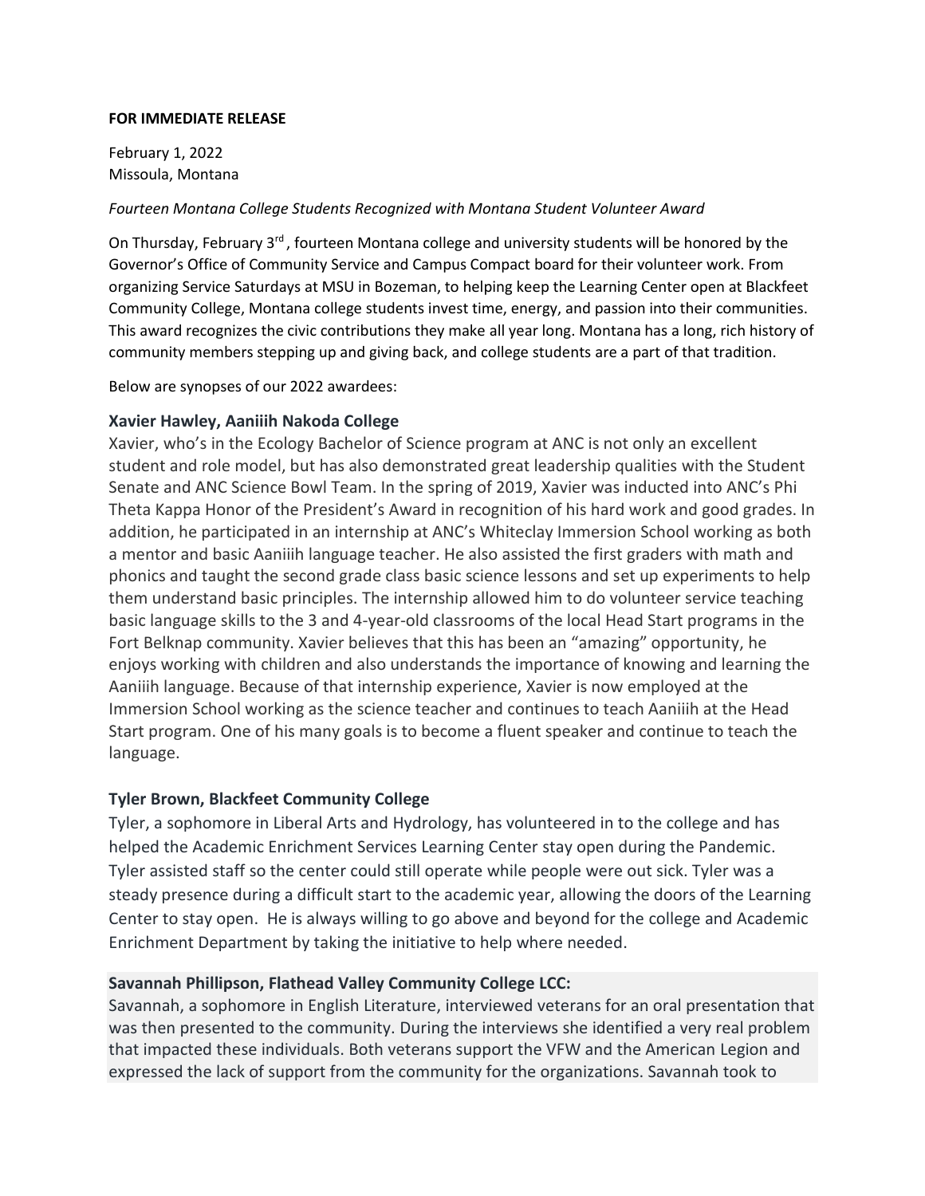**FOR IMMEDIATE RELEASE**

February 1, 2022
Missoula, Montana

*Fourteen Montana College Students Recognized with Montana Student Volunteer Award*

On Thursday, February 3rd, fourteen Montana college and university students will be honored by the Governor's Office of Community Service and Campus Compact board for their volunteer work. From organizing Service Saturdays at MSU in Bozeman, to helping keep the Learning Center open at Blackfeet Community College, Montana college students invest time, energy, and passion into their communities. This award recognizes the civic contributions they make all year long. Montana has a long, rich history of community members stepping up and giving back, and college students are a part of that tradition.

Below are synopses of our 2022 awardees:

**Xavier Hawley, Aaniiih Nakoda College**

Xavier, who's in the Ecology Bachelor of Science program at ANC is not only an excellent student and role model, but has also demonstrated great leadership qualities with the Student Senate and ANC Science Bowl Team. In the spring of 2019, Xavier was inducted into ANC's Phi Theta Kappa Honor of the President's Award in recognition of his hard work and good grades. In addition, he participated in an internship at ANC's Whiteclay Immersion School working as both a mentor and basic Aaniiih language teacher. He also assisted the first graders with math and phonics and taught the second grade class basic science lessons and set up experiments to help them understand basic principles. The internship allowed him to do volunteer service teaching basic language skills to the 3 and 4-year-old classrooms of the local Head Start programs in the Fort Belknap community. Xavier believes that this has been an "amazing" opportunity, he enjoys working with children and also understands the importance of knowing and learning the Aaniiih language. Because of that internship experience, Xavier is now employed at the Immersion School working as the science teacher and continues to teach Aaniiih at the Head Start program. One of his many goals is to become a fluent speaker and continue to teach the language.

**Tyler Brown, Blackfeet Community College**

Tyler, a sophomore in Liberal Arts and Hydrology, has volunteered in to the college and has helped the Academic Enrichment Services Learning Center stay open during the Pandemic. Tyler assisted staff so the center could still operate while people were out sick. Tyler was a steady presence during a difficult start to the academic year, allowing the doors of the Learning Center to stay open. He is always willing to go above and beyond for the college and Academic Enrichment Department by taking the initiative to help where needed.

**Savannah Phillipson, Flathead Valley Community College LCC:**

Savannah, a sophomore in English Literature, interviewed veterans for an oral presentation that was then presented to the community. During the interviews she identified a very real problem that impacted these individuals. Both veterans support the VFW and the American Legion and expressed the lack of support from the community for the organizations. Savannah took to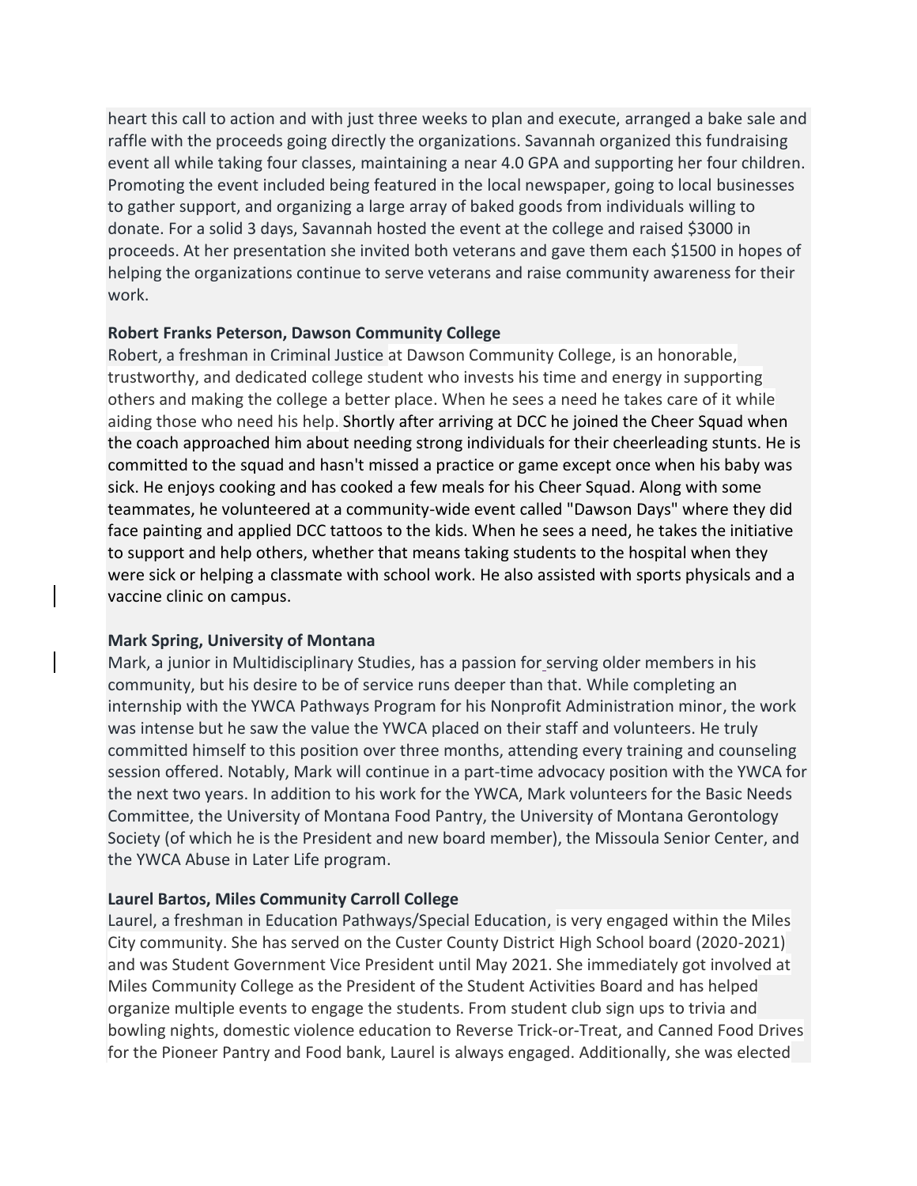heart this call to action and with just three weeks to plan and execute, arranged a bake sale and raffle with the proceeds going directly the organizations. Savannah organized this fundraising event all while taking four classes, maintaining a near 4.0 GPA and supporting her four children. Promoting the event included being featured in the local newspaper, going to local businesses to gather support, and organizing a large array of baked goods from individuals willing to donate. For a solid 3 days, Savannah hosted the event at the college and raised $3000 in proceeds. At her presentation she invited both veterans and gave them each $1500 in hopes of helping the organizations continue to serve veterans and raise community awareness for their work.

**Robert Franks Peterson, Dawson Community College**

Robert, a freshman in Criminal Justice at Dawson Community College, is an honorable, trustworthy, and dedicated college student who invests his time and energy in supporting others and making the college a better place. When he sees a need he takes care of it while aiding those who need his help. Shortly after arriving at DCC he joined the Cheer Squad when the coach approached him about needing strong individuals for their cheerleading stunts. He is committed to the squad and hasn't missed a practice or game except once when his baby was sick. He enjoys cooking and has cooked a few meals for his Cheer Squad. Along with some teammates, he volunteered at a community-wide event called "Dawson Days" where they did face painting and applied DCC tattoos to the kids. When he sees a need, he takes the initiative to support and help others, whether that means taking students to the hospital when they were sick or helping a classmate with school work. He also assisted with sports physicals and a vaccine clinic on campus.

**Mark Spring, University of Montana**

Mark, a junior in Multidisciplinary Studies, has a passion for serving older members in his community, but his desire to be of service runs deeper than that. While completing an internship with the YWCA Pathways Program for his Nonprofit Administration minor, the work was intense but he saw the value the YWCA placed on their staff and volunteers. He truly committed himself to this position over three months, attending every training and counseling session offered. Notably, Mark will continue in a part-time advocacy position with the YWCA for the next two years. In addition to his work for the YWCA, Mark volunteers for the Basic Needs Committee, the University of Montana Food Pantry, the University of Montana Gerontology Society (of which he is the President and new board member), the Missoula Senior Center, and the YWCA Abuse in Later Life program.

**Laurel Bartos, Miles Community Carroll College**

Laurel, a freshman in Education Pathways/Special Education, is very engaged within the Miles City community. She has served on the Custer County District High School board (2020-2021) and was Student Government Vice President until May 2021. She immediately got involved at Miles Community College as the President of the Student Activities Board and has helped organize multiple events to engage the students. From student club sign ups to trivia and bowling nights, domestic violence education to Reverse Trick-or-Treat, and Canned Food Drives for the Pioneer Pantry and Food bank, Laurel is always engaged. Additionally, she was elected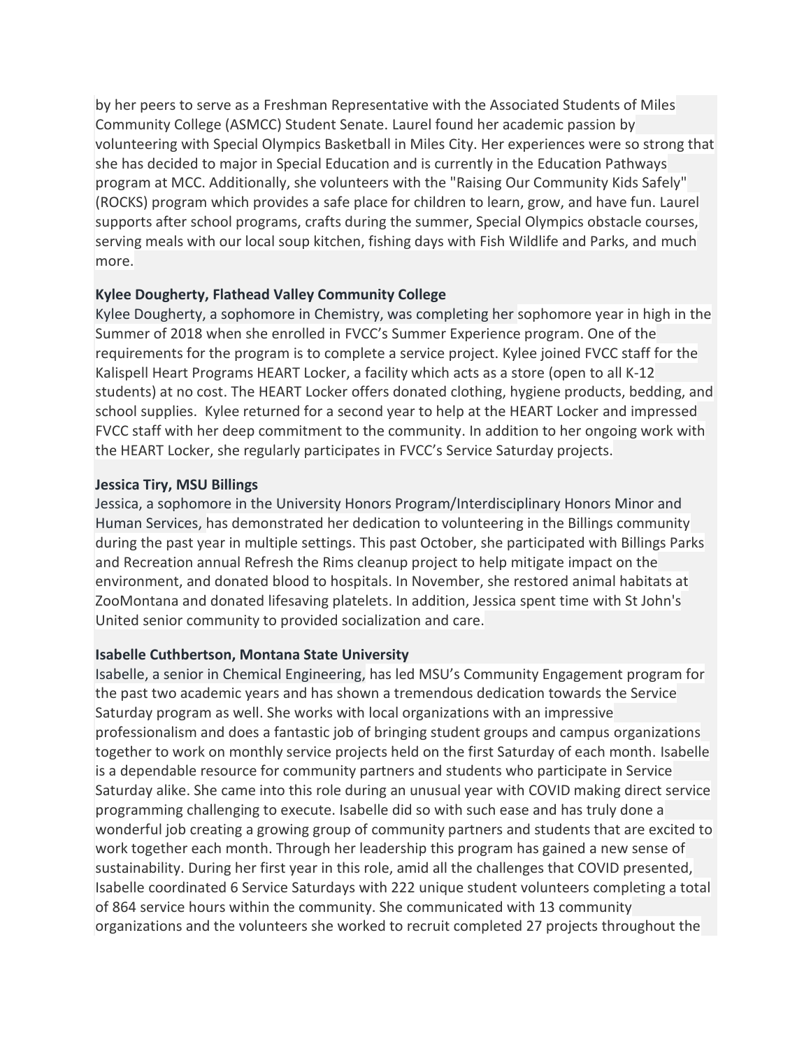by her peers to serve as a Freshman Representative with the Associated Students of Miles Community College (ASMCC) Student Senate. Laurel found her academic passion by volunteering with Special Olympics Basketball in Miles City. Her experiences were so strong that she has decided to major in Special Education and is currently in the Education Pathways program at MCC. Additionally, she volunteers with the "Raising Our Community Kids Safely" (ROCKS) program which provides a safe place for children to learn, grow, and have fun. Laurel supports after school programs, crafts during the summer, Special Olympics obstacle courses, serving meals with our local soup kitchen, fishing days with Fish Wildlife and Parks, and much more.

**Kylee Dougherty, Flathead Valley Community College**
Kylee Dougherty, a sophomore in Chemistry, was completing her sophomore year in high in the Summer of 2018 when she enrolled in FVCC's Summer Experience program. One of the requirements for the program is to complete a service project. Kylee joined FVCC staff for the Kalispell Heart Programs HEART Locker, a facility which acts as a store (open to all K-12 students) at no cost. The HEART Locker offers donated clothing, hygiene products, bedding, and school supplies. Kylee returned for a second year to help at the HEART Locker and impressed FVCC staff with her deep commitment to the community. In addition to her ongoing work with the HEART Locker, she regularly participates in FVCC's Service Saturday projects.

**Jessica Tiry, MSU Billings**
Jessica, a sophomore in the University Honors Program/Interdisciplinary Honors Minor and Human Services, has demonstrated her dedication to volunteering in the Billings community during the past year in multiple settings. This past October, she participated with Billings Parks and Recreation annual Refresh the Rims cleanup project to help mitigate impact on the environment, and donated blood to hospitals. In November, she restored animal habitats at ZooMontana and donated lifesaving platelets. In addition, Jessica spent time with St John's United senior community to provided socialization and care.

**Isabelle Cuthbertson, Montana State University**
Isabelle, a senior in Chemical Engineering, has led MSU's Community Engagement program for the past two academic years and has shown a tremendous dedication towards the Service Saturday program as well. She works with local organizations with an impressive professionalism and does a fantastic job of bringing student groups and campus organizations together to work on monthly service projects held on the first Saturday of each month. Isabelle is a dependable resource for community partners and students who participate in Service Saturday alike. She came into this role during an unusual year with COVID making direct service programming challenging to execute. Isabelle did so with such ease and has truly done a wonderful job creating a growing group of community partners and students that are excited to work together each month. Through her leadership this program has gained a new sense of sustainability. During her first year in this role, amid all the challenges that COVID presented, Isabelle coordinated 6 Service Saturdays with 222 unique student volunteers completing a total of 864 service hours within the community. She communicated with 13 community organizations and the volunteers she worked to recruit completed 27 projects throughout the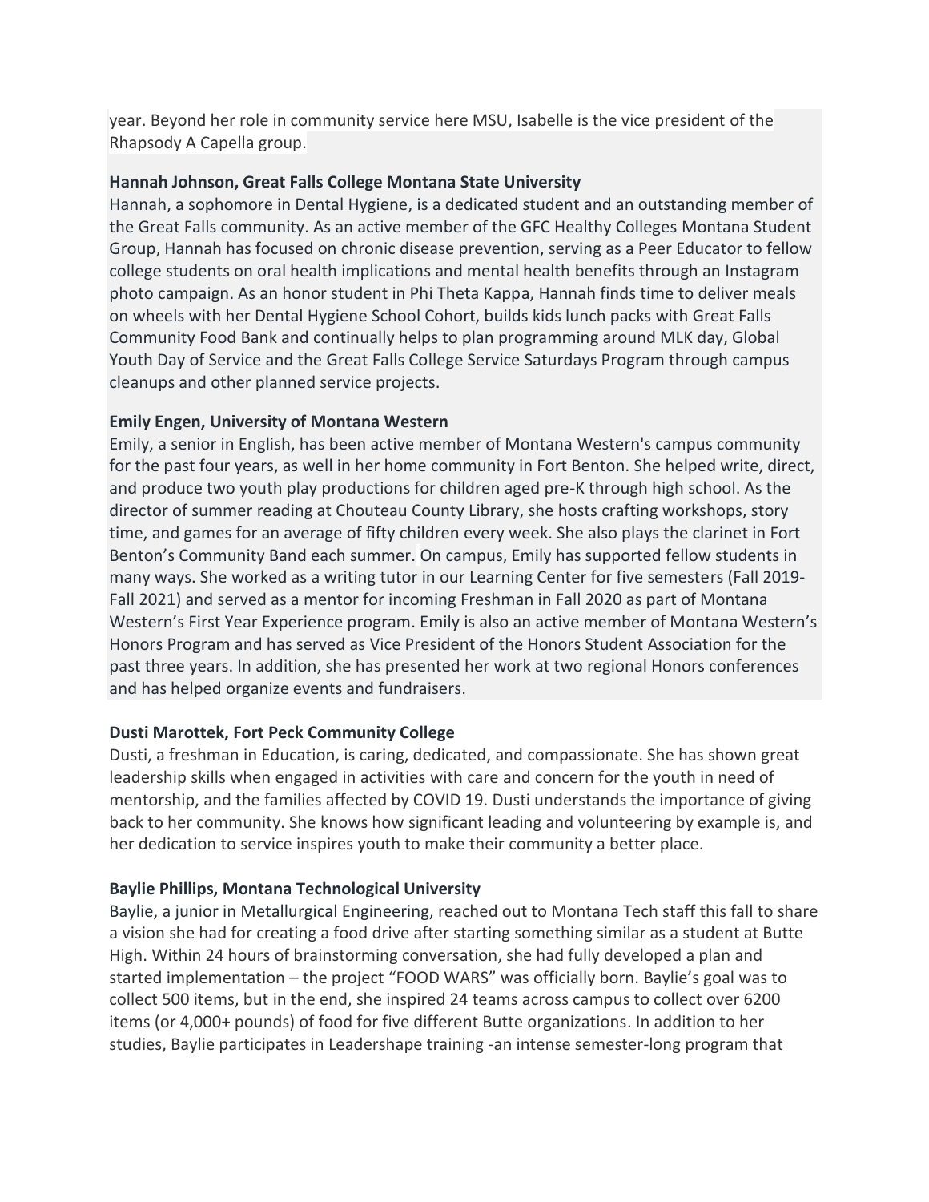year. Beyond her role in community service here MSU, Isabelle is the vice president of the Rhapsody A Capella group.

**Hannah Johnson, Great Falls College Montana State University**
Hannah, a sophomore in Dental Hygiene, is a dedicated student and an outstanding member of the Great Falls community. As an active member of the GFC Healthy Colleges Montana Student Group, Hannah has focused on chronic disease prevention, serving as a Peer Educator to fellow college students on oral health implications and mental health benefits through an Instagram photo campaign. As an honor student in Phi Theta Kappa, Hannah finds time to deliver meals on wheels with her Dental Hygiene School Cohort, builds kids lunch packs with Great Falls Community Food Bank and continually helps to plan programming around MLK day, Global Youth Day of Service and the Great Falls College Service Saturdays Program through campus cleanups and other planned service projects.

**Emily Engen, University of Montana Western**
Emily, a senior in English, has been active member of Montana Western's campus community for the past four years, as well in her home community in Fort Benton. She helped write, direct, and produce two youth play productions for children aged pre-K through high school. As the director of summer reading at Chouteau County Library, she hosts crafting workshops, story time, and games for an average of fifty children every week. She also plays the clarinet in Fort Benton's Community Band each summer. On campus, Emily has supported fellow students in many ways. She worked as a writing tutor in our Learning Center for five semesters (Fall 2019-Fall 2021) and served as a mentor for incoming Freshman in Fall 2020 as part of Montana Western's First Year Experience program. Emily is also an active member of Montana Western's Honors Program and has served as Vice President of the Honors Student Association for the past three years. In addition, she has presented her work at two regional Honors conferences and has helped organize events and fundraisers.

**Dusti Marottek, Fort Peck Community College**
Dusti, a freshman in Education, is caring, dedicated, and compassionate. She has shown great leadership skills when engaged in activities with care and concern for the youth in need of mentorship, and the families affected by COVID 19. Dusti understands the importance of giving back to her community. She knows how significant leading and volunteering by example is, and her dedication to service inspires youth to make their community a better place.

**Baylie Phillips, Montana Technological University**
Baylie, a junior in Metallurgical Engineering, reached out to Montana Tech staff this fall to share a vision she had for creating a food drive after starting something similar as a student at Butte High. Within 24 hours of brainstorming conversation, she had fully developed a plan and started implementation – the project "FOOD WARS" was officially born. Baylie's goal was to collect 500 items, but in the end, she inspired 24 teams across campus to collect over 6200 items (or 4,000+ pounds) of food for five different Butte organizations. In addition to her studies, Baylie participates in Leadershape training -an intense semester-long program that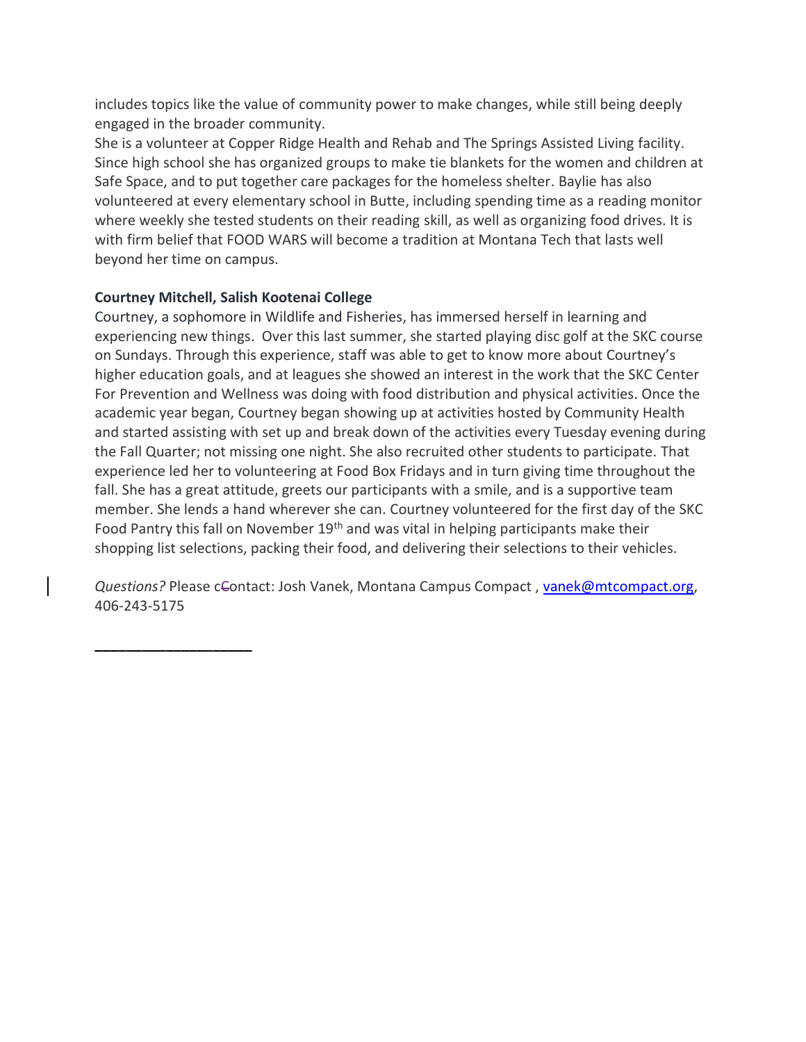includes topics like the value of community power to make changes, while still being deeply engaged in the broader community.

She is a volunteer at Copper Ridge Health and Rehab and The Springs Assisted Living facility. Since high school she has organized groups to make tie blankets for the women and children at Safe Space, and to put together care packages for the homeless shelter. Baylie has also volunteered at every elementary school in Butte, including spending time as a reading monitor where weekly she tested students on their reading skill, as well as organizing food drives. It is with firm belief that FOOD WARS will become a tradition at Montana Tech that lasts well beyond her time on campus.

**Courtney Mitchell, Salish Kootenai College**

Courtney, a sophomore in Wildlife and Fisheries, has immersed herself in learning and experiencing new things. Over this last summer, she started playing disc golf at the SKC course on Sundays. Through this experience, staff was able to get to know more about Courtney's higher education goals, and at leagues she showed an interest in the work that the SKC Center For Prevention and Wellness was doing with food distribution and physical activities. Once the academic year began, Courtney began showing up at activities hosted by Community Health and started assisting with set up and break down of the activities every Tuesday evening during the Fall Quarter; not missing one night. She also recruited other students to participate. That experience led her to volunteering at Food Box Fridays and in turn giving time throughout the fall. She has a great attitude, greets our participants with a smile, and is a supportive team member. She lends a hand wherever she can. Courtney volunteered for the first day of the SKC Food Pantry this fall on November 19th and was vital in helping participants make their shopping list selections, packing their food, and delivering their selections to their vehicles.

*Questions?* Please contact: Josh Vanek, Montana Campus Compact , vanek@mtcompact.org, 406-243-5175

___________________